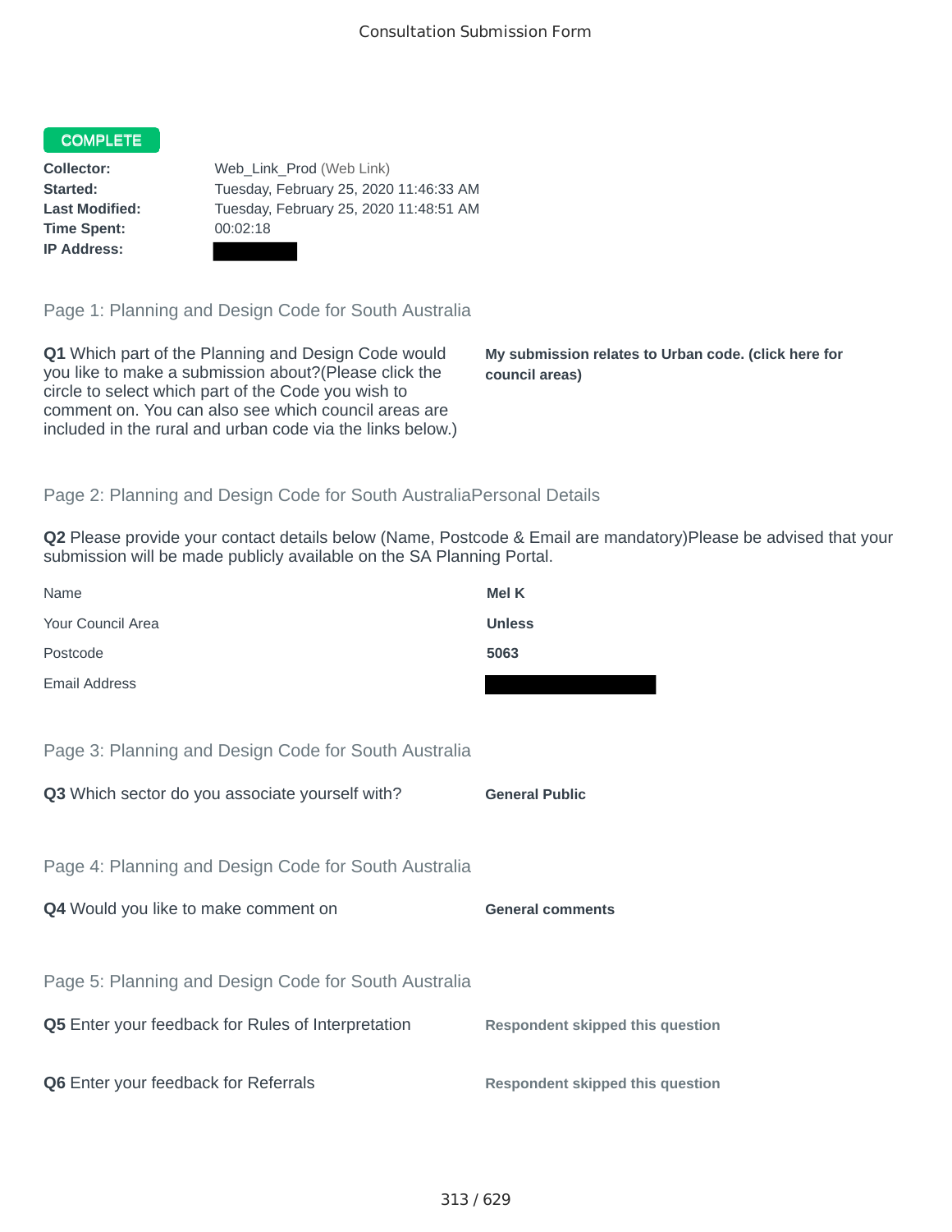Consultation Submission Form

**COMPLETE**

**Collector:** Web_Link_Prod (Web Link)
**Started:** Tuesday, February 25, 2020 11:46:33 AM
**Last Modified:** Tuesday, February 25, 2020 11:48:51 AM
**Time Spent:** 00:02:18
**IP Address:**

## Page 1: Planning and Design Code for South Australia

**Q1** Which part of the Planning and Design Code would you like to make a submission about?(Please click the circle to select which part of the Code you wish to comment on. You can also see which council areas are included in the rural and urban code via the links below.)

**My submission relates to Urban code. (click here for council areas)**

## Page 2: Planning and Design Code for South AustraliaPersonal Details

**Q2** Please provide your contact details below (Name, Postcode & Email are mandatory)Please be advised that your submission will be made publicly available on the SA Planning Portal.

| | |
|---|---|
| Name | **Mel K** |
| Your Council Area | **Unless** |
| Postcode | **5063** |
| Email Address | |

## Page 3: Planning and Design Code for South Australia

**Q3** Which sector do you associate yourself with?

**General Public**

## Page 4: Planning and Design Code for South Australia

**Q4** Would you like to make comment on

**General comments**

## Page 5: Planning and Design Code for South Australia

**Q5** Enter your feedback for Rules of Interpretation

**Respondent skipped this question**

**Q6** Enter your feedback for Referrals

**Respondent skipped this question**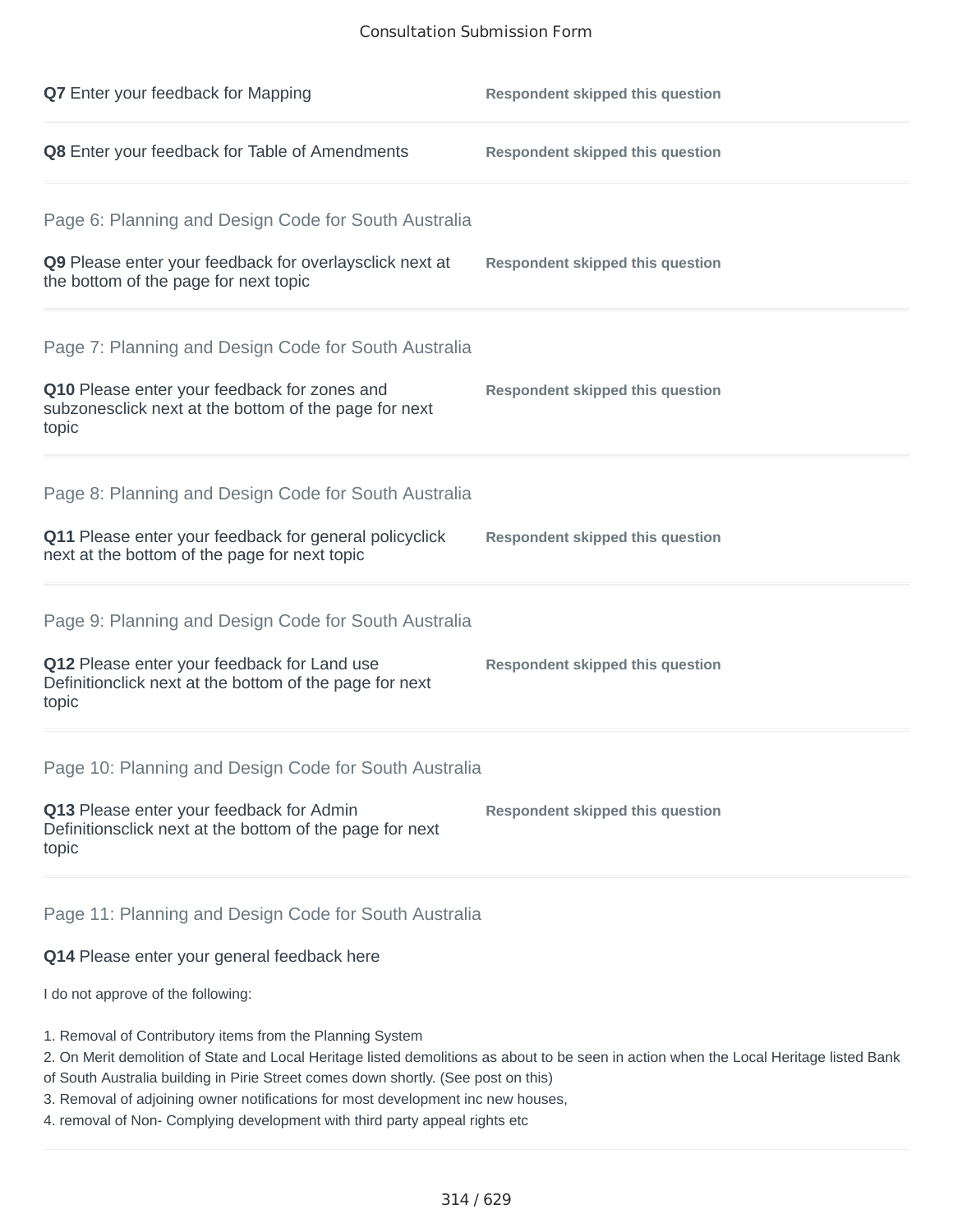**Q7** Enter your feedback for Mapping

**Respondent skipped this question**

**Q8** Enter your feedback for Table of Amendments

**Respondent skipped this question**

## Page 6: Planning and Design Code for South Australia

**Q9** Please enter your feedback for overlaysclick next at the bottom of the page for next topic

**Respondent skipped this question**

## Page 7: Planning and Design Code for South Australia

**Q10** Please enter your feedback for zones and subzonesclick next at the bottom of the page for next topic

**Respondent skipped this question**

## Page 8: Planning and Design Code for South Australia

**Q11** Please enter your feedback for general policyclick next at the bottom of the page for next topic

**Respondent skipped this question**

## Page 9: Planning and Design Code for South Australia

**Q12** Please enter your feedback for Land use Definitionclick next at the bottom of the page for next topic

**Respondent skipped this question**

## Page 10: Planning and Design Code for South Australia

**Q13** Please enter your feedback for Admin Definitionsclick next at the bottom of the page for next topic

**Respondent skipped this question**

## Page 11: Planning and Design Code for South Australia

**Q14** Please enter your general feedback here

I do not approve of the following:

1. Removal of Contributory items from the Planning System
2. On Merit demolition of State and Local Heritage listed demolitions as about to be seen in action when the Local Heritage listed Bank of South Australia building in Pirie Street comes down shortly. (See post on this)
3. Removal of adjoining owner notifications for most development inc new houses,
4. removal of Non- Complying development with third party appeal rights etc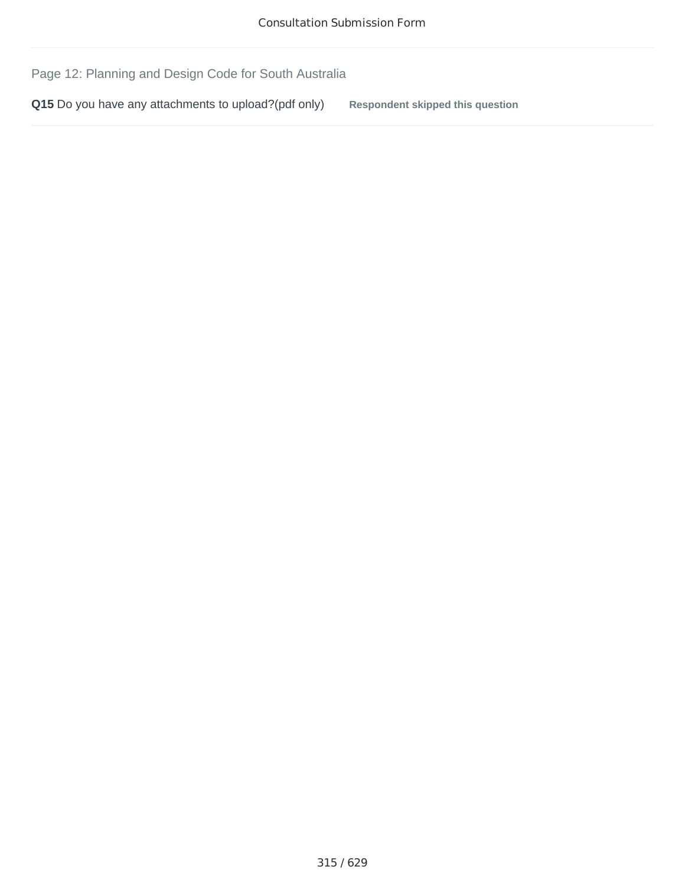Page 12: Planning and Design Code for South Australia

**Q15** Do you have any attachments to upload?(pdf only) **Respondent skipped this question**